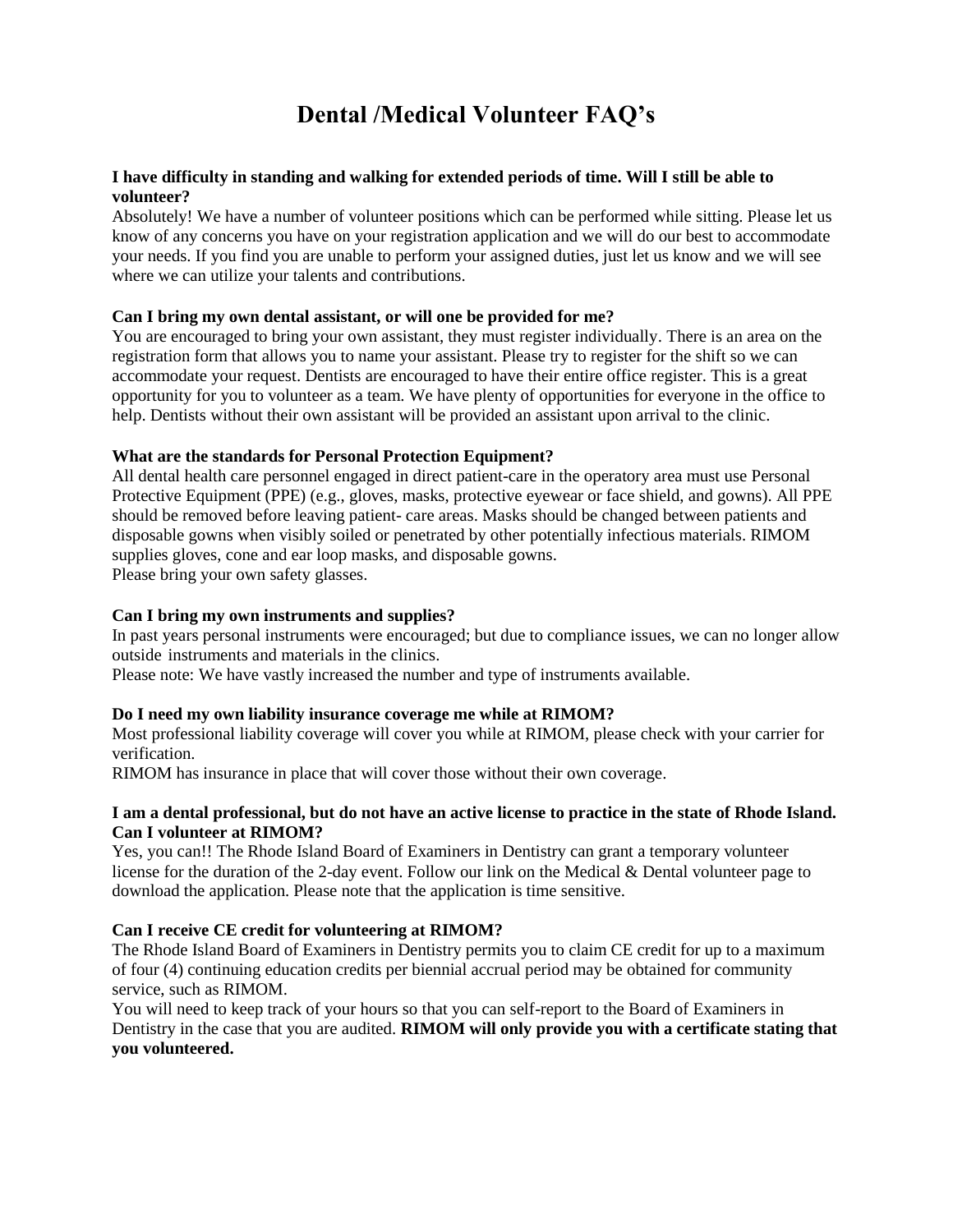# Dental /Medical Volunteer FAQ's

**I have difficulty in standing and walking for extended periods of time. Will I still be able to volunteer?**

Absolutely! We have a number of volunteer positions which can be performed while sitting. Please let us know of any concerns you have on your registration application and we will do our best to accommodate your needs. If you find you are unable to perform your assigned duties, just let us know and we will see where we can utilize your talents and contributions.

**Can I bring my own dental assistant, or will one be provided for me?**

You are encouraged to bring your own assistant, they must register individually. There is an area on the registration form that allows you to name your assistant. Please try to register for the shift so we can accommodate your request. Dentists are encouraged to have their entire office register. This is a great opportunity for you to volunteer as a team. We have plenty of opportunities for everyone in the office to help. Dentists without their own assistant will be provided an assistant upon arrival to the clinic.

**What are the standards for Personal Protection Equipment?**

All dental health care personnel engaged in direct patient-care in the operatory area must use Personal Protective Equipment (PPE) (e.g., gloves, masks, protective eyewear or face shield, and gowns). All PPE should be removed before leaving patient- care areas. Masks should be changed between patients and disposable gowns when visibly soiled or penetrated by other potentially infectious materials. RIMOM supplies gloves, cone and ear loop masks, and disposable gowns.

Please bring your own safety glasses.

**Can I bring my own instruments and supplies?**

In past years personal instruments were encouraged; but due to compliance issues, we can no longer allow outside instruments and materials in the clinics.

Please note: We have vastly increased the number and type of instruments available.

**Do I need my own liability insurance coverage me while at RIMOM?**

Most professional liability coverage will cover you while at RIMOM, please check with your carrier for verification.

RIMOM has insurance in place that will cover those without their own coverage.

**I am a dental professional, but do not have an active license to practice in the state of Rhode Island. Can I volunteer at RIMOM?**

Yes, you can!! The Rhode Island Board of Examiners in Dentistry can grant a temporary volunteer license for the duration of the 2-day event. Follow our link on the Medical & Dental volunteer page to download the application. Please note that the application is time sensitive.

**Can I receive CE credit for volunteering at RIMOM?**

The Rhode Island Board of Examiners in Dentistry permits you to claim CE credit for up to a maximum of four (4) continuing education credits per biennial accrual period may be obtained for community service, such as RIMOM.

You will need to keep track of your hours so that you can self-report to the Board of Examiners in Dentistry in the case that you are audited. **RIMOM will only provide you with a certificate stating that you volunteered.**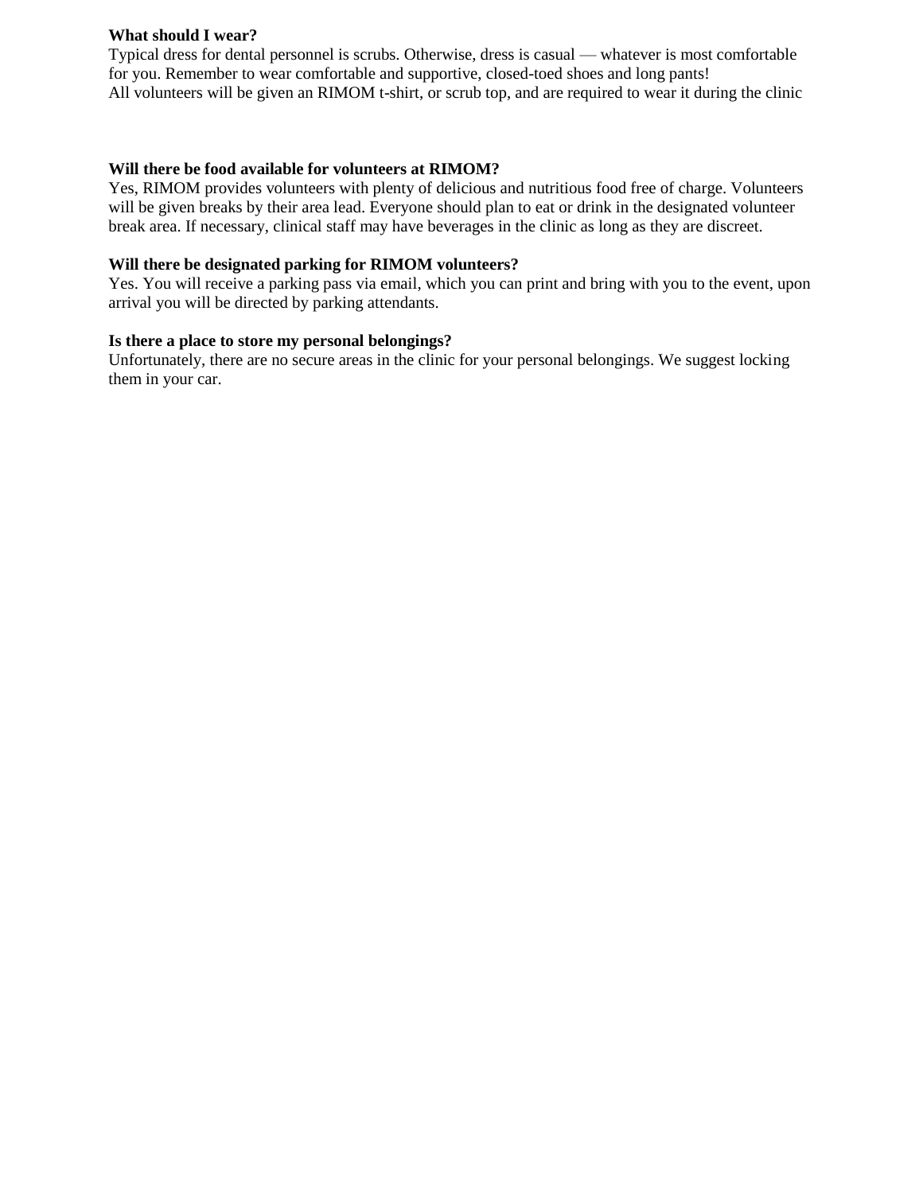**What should I wear?**

Typical dress for dental personnel is scrubs. Otherwise, dress is casual — whatever is most comfortable for you. Remember to wear comfortable and supportive, closed-toed shoes and long pants!
All volunteers will be given an RIMOM t-shirt, or scrub top, and are required to wear it during the clinic

**Will there be food available for volunteers at RIMOM?**

Yes, RIMOM provides volunteers with plenty of delicious and nutritious food free of charge. Volunteers will be given breaks by their area lead. Everyone should plan to eat or drink in the designated volunteer break area. If necessary, clinical staff may have beverages in the clinic as long as they are discreet.

**Will there be designated parking for RIMOM volunteers?**

Yes. You will receive a parking pass via email, which you can print and bring with you to the event, upon arrival you will be directed by parking attendants.

**Is there a place to store my personal belongings?**

Unfortunately, there are no secure areas in the clinic for your personal belongings. We suggest locking them in your car.